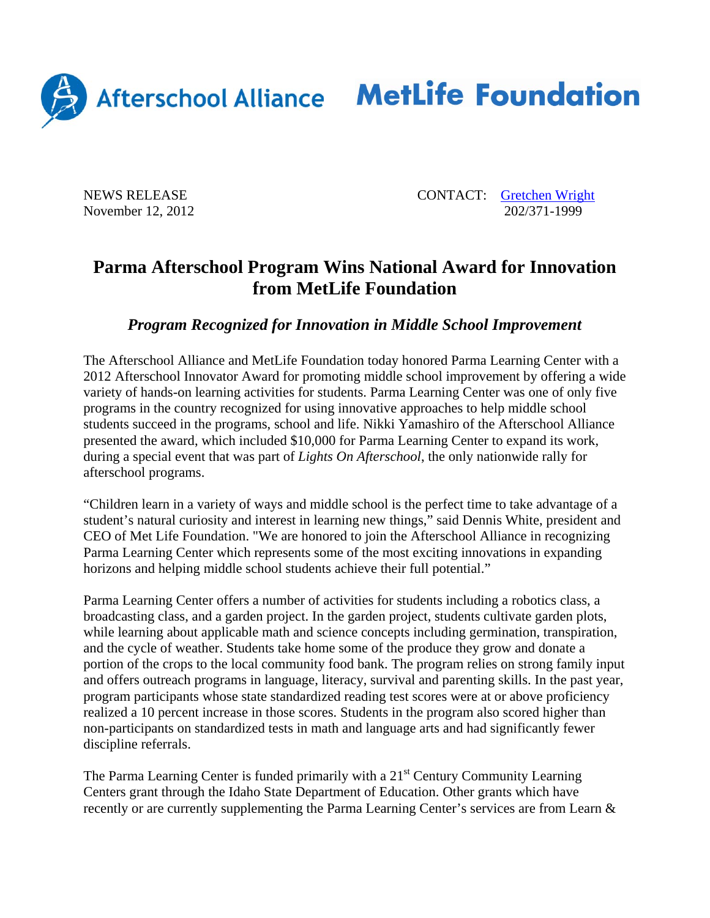Afterschool Alliance MetLife Foundation

NEWS RELEASE
November 12, 2012

CONTACT: [Gretchen Wright](Gretchen Wright)
202/371-1999

# Parma Afterschool Program Wins National Award for Innovation from MetLife Foundation

## *Program Recognized for Innovation in Middle School Improvement*

The Afterschool Alliance and MetLife Foundation today honored Parma Learning Center with a 2012 Afterschool Innovator Award for promoting middle school improvement by offering a wide variety of hands-on learning activities for students. Parma Learning Center was one of only five programs in the country recognized for using innovative approaches to help middle school students succeed in the programs, school and life. Nikki Yamashiro of the Afterschool Alliance presented the award, which included $10,000 for Parma Learning Center to expand its work, during a special event that was part of *Lights On Afterschool*, the only nationwide rally for afterschool programs.

"Children learn in a variety of ways and middle school is the perfect time to take advantage of a student's natural curiosity and interest in learning new things," said Dennis White, president and CEO of Met Life Foundation. "We are honored to join the Afterschool Alliance in recognizing Parma Learning Center which represents some of the most exciting innovations in expanding horizons and helping middle school students achieve their full potential."

Parma Learning Center offers a number of activities for students including a robotics class, a broadcasting class, and a garden project. In the garden project, students cultivate garden plots, while learning about applicable math and science concepts including germination, transpiration, and the cycle of weather. Students take home some of the produce they grow and donate a portion of the crops to the local community food bank. The program relies on strong family input and offers outreach programs in language, literacy, survival and parenting skills. In the past year, program participants whose state standardized reading test scores were at or above proficiency realized a 10 percent increase in those scores. Students in the program also scored higher than non-participants on standardized tests in math and language arts and had significantly fewer discipline referrals.

The Parma Learning Center is funded primarily with a 21st Century Community Learning Centers grant through the Idaho State Department of Education. Other grants which have recently or are currently supplementing the Parma Learning Center's services are from Learn &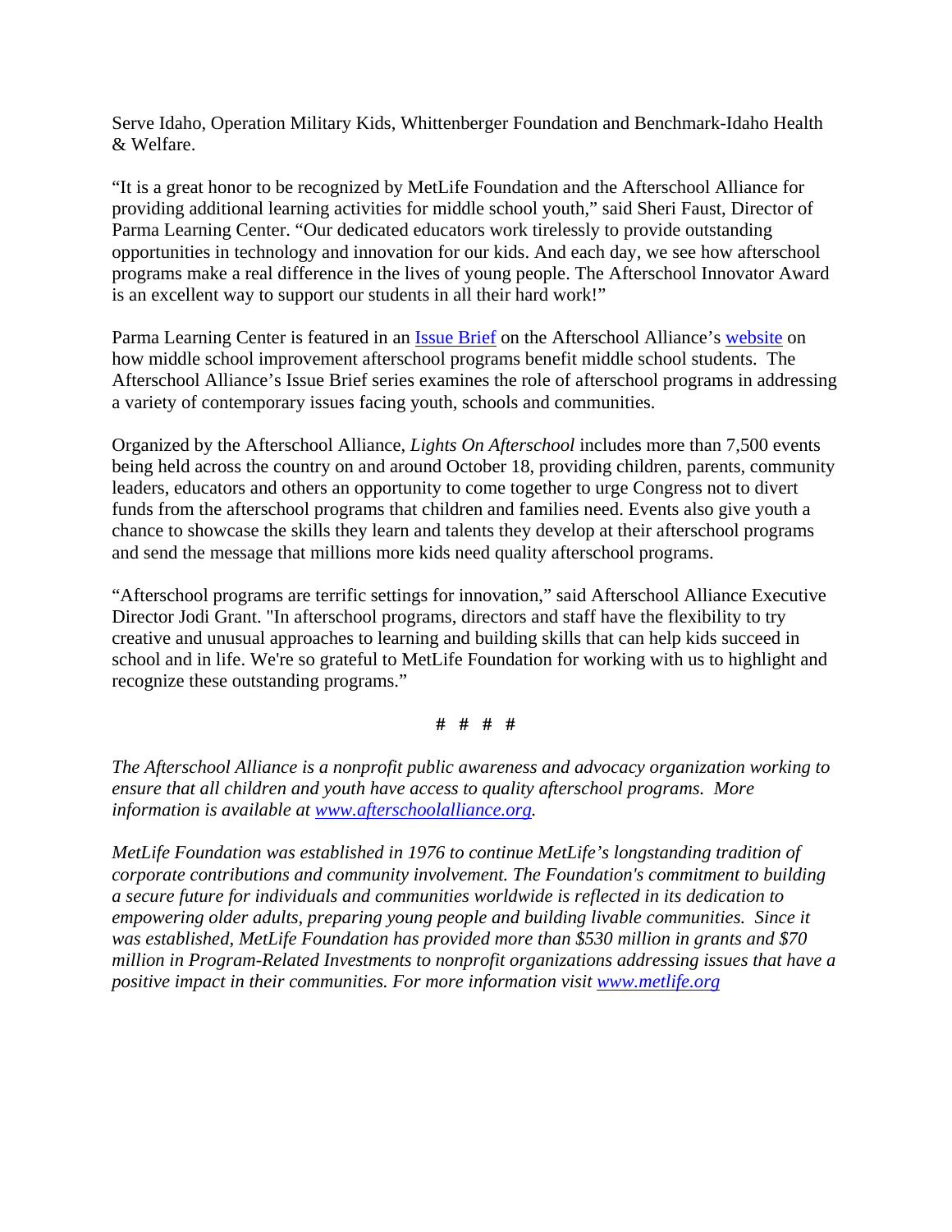Serve Idaho, Operation Military Kids, Whittenberger Foundation and Benchmark-Idaho Health & Welfare.

"It is a great honor to be recognized by MetLife Foundation and the Afterschool Alliance for providing additional learning activities for middle school youth," said Sheri Faust, Director of Parma Learning Center. "Our dedicated educators work tirelessly to provide outstanding opportunities in technology and innovation for our kids. And each day, we see how afterschool programs make a real difference in the lives of young people. The Afterschool Innovator Award is an excellent way to support our students in all their hard work!"

Parma Learning Center is featured in an [Issue Brief](#) on the Afterschool Alliance's [website](#) on how middle school improvement afterschool programs benefit middle school students. The Afterschool Alliance's Issue Brief series examines the role of afterschool programs in addressing a variety of contemporary issues facing youth, schools and communities.

Organized by the Afterschool Alliance, *Lights On Afterschool* includes more than 7,500 events being held across the country on and around October 18, providing children, parents, community leaders, educators and others an opportunity to come together to urge Congress not to divert funds from the afterschool programs that children and families need. Events also give youth a chance to showcase the skills they learn and talents they develop at their afterschool programs and send the message that millions more kids need quality afterschool programs.

"Afterschool programs are terrific settings for innovation," said Afterschool Alliance Executive Director Jodi Grant. "In afterschool programs, directors and staff have the flexibility to try creative and unusual approaches to learning and building skills that can help kids succeed in school and in life. We're so grateful to MetLife Foundation for working with us to highlight and recognize these outstanding programs."

# # # #

*The Afterschool Alliance is a nonprofit public awareness and advocacy organization working to ensure that all children and youth have access to quality afterschool programs. More information is available at [www.afterschoolalliance.org](http://www.afterschoolalliance.org).*

*MetLife Foundation was established in 1976 to continue MetLife's longstanding tradition of corporate contributions and community involvement. The Foundation's commitment to building a secure future for individuals and communities worldwide is reflected in its dedication to empowering older adults, preparing young people and building livable communities. Since it was established, MetLife Foundation has provided more than $530 million in grants and $70 million in Program-Related Investments to nonprofit organizations addressing issues that have a positive impact in their communities. For more information visit [www.metlife.org](http://www.metlife.org)*